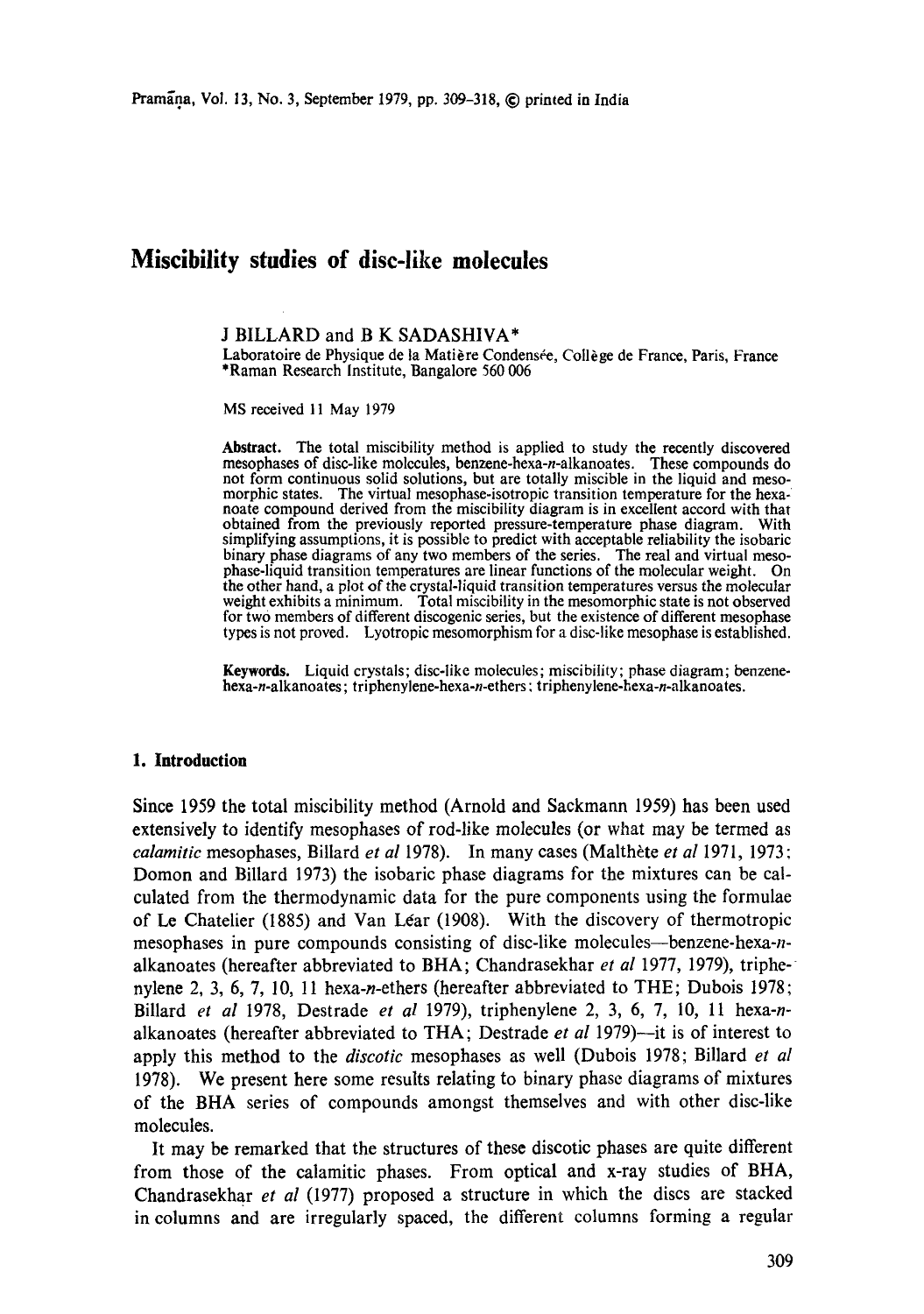# Miscibility studies of disc-like molecules

J BILLARD and B K SADASHIVA*

Laboratoire de Physique de la Matière Condensée, Collège de France, Paris, France
*Raman Research Institute, Bangalore 560 006

MS received 11 May 1979

**Abstract.** The total miscibility method is applied to study the recently discovered mesophases of disc-like molecules, benzene-hexa-*n*-alkanoates. These compounds do not form continuous solid solutions, but are totally miscible in the liquid and mesomorphic states. The virtual mesophase-isotropic transition temperature for the hexanoate compound derived from the miscibility diagram is in excellent accord with that obtained from the previously reported pressure-temperature phase diagram. With simplifying assumptions, it is possible to predict with acceptable reliability the isobaric binary phase diagrams of any two members of the series. The real and virtual mesophase-liquid transition temperatures are linear functions of the molecular weight. On the other hand, a plot of the crystal-liquid transition temperatures versus the molecular weight exhibits a minimum. Total miscibility in the mesomorphic state is not observed for two members of different discogenic series, but the existence of different mesophase types is not proved. Lyotropic mesomorphism for a disc-like mesophase is established.

**Keywords.** Liquid crystals; disc-like molecules; miscibility; phase diagram; benzene-hexa-*n*-alkanoates; triphenylene-hexa-*n*-ethers; triphenylene-hexa-*n*-alkanoates.

## 1. Introduction

Since 1959 the total miscibility method (Arnold and Sackmann 1959) has been used extensively to identify mesophases of rod-like molecules (or what may be termed as *calamitic* mesophases, Billard *et al* 1978). In many cases (Malthête *et al* 1971, 1973; Domon and Billard 1973) the isobaric phase diagrams for the mixtures can be calculated from the thermodynamic data for the pure components using the formulae of Le Chatelier (1885) and Van Lear (1908). With the discovery of thermotropic mesophases in pure compounds consisting of disc-like molecules—benzene-hexa-*n*-alkanoates (hereafter abbreviated to BHA; Chandrasekhar *et al* 1977, 1979), triphenylene 2, 3, 6, 7, 10, 11 hexa-*n*-ethers (hereafter abbreviated to THE; Dubois 1978; Billard *et al* 1978, Destrade *et al* 1979), triphenylene 2, 3, 6, 7, 10, 11 hexa-*n*-alkanoates (hereafter abbreviated to THA; Destrade *et al* 1979)—it is of interest to apply this method to the *discotic* mesophases as well (Dubois 1978; Billard *et al* 1978). We present here some results relating to binary phase diagrams of mixtures of the BHA series of compounds amongst themselves and with other disc-like molecules.

It may be remarked that the structures of these discotic phases are quite different from those of the calamitic phases. From optical and x-ray studies of BHA, Chandrasekhar *et al* (1977) proposed a structure in which the discs are stacked in columns and are irregularly spaced, the different columns forming a regular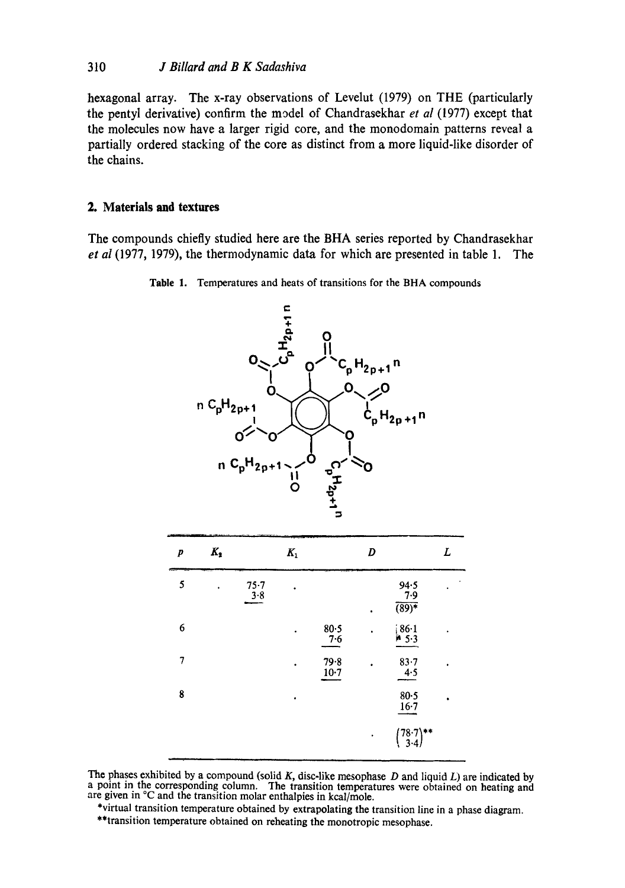hexagonal array. The x-ray observations of Levelut (1979) on THE (particularly the pentyl derivative) confirm the model of Chandrasekhar *et al* (1977) except that the molecules now have a larger rigid core, and the monodomain patterns reveal a partially ordered stacking of the core as distinct from a more liquid-like disorder of the chains.

## 2. Materials and textures

The compounds chiefly studied here are the BHA series reported by Chandrasekhar *et al* (1977, 1979), the thermodynamic data for which are presented in table 1. The

**Table 1.** Temperatures and heats of transitions for the BHA compounds

| $p$ | $K_2$ | | $K_1$ | | $D$ | | $L$ |
|---|---|---|---|---|---|---|---|
| 5 | · | 75·7 <br> 3·8 | · | | | 94·5 <br> 7·9 | · |
| | | | | | · | (89)* | |
| 6 | | | · | 80·5 <br> 7·6 | · | 86·1 <br> 5·3 | · |
| 7 | | | · | 79·8 <br> 10·7 | · | 83·7 <br> 4·5 | · |
| 8 | | | · | | | 80·5 <br> 16·7 | · |
| | | | | | · | (78·7 <br> 3·4)** | |

The phases exhibited by a compound (solid $K$, disc-like mesophase $D$ and liquid $L$) are indicated by a point in the corresponding column. The transition temperatures were obtained on heating and are given in °C and the transition molar enthalpies in kcal/mole.

*virtual transition temperature obtained by extrapolating the transition line in a phase diagram.

**transition temperature obtained on reheating the monotropic mesophase.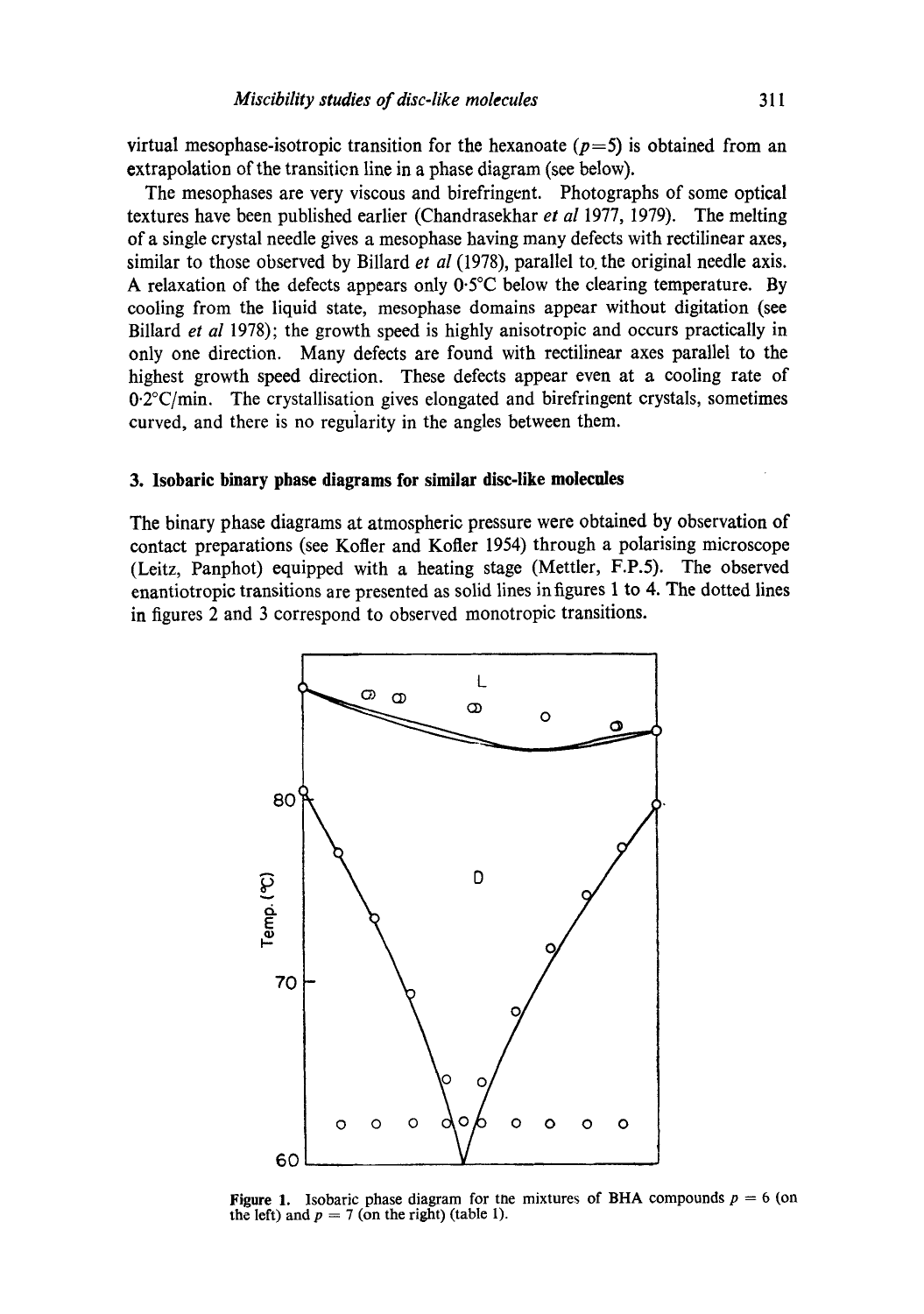virtual mesophase-isotropic transition for the hexanoate ($p=5$) is obtained from an extrapolation of the transition line in a phase diagram (see below).

The mesophases are very viscous and birefringent. Photographs of some optical textures have been published earlier (Chandrasekhar *et al* 1977, 1979). The melting of a single crystal needle gives a mesophase having many defects with rectilinear axes, similar to those observed by Billard *et al* (1978), parallel to the original needle axis. A relaxation of the defects appears only 0·5°C below the clearing temperature. By cooling from the liquid state, mesophase domains appear without digitation (see Billard *et al* 1978); the growth speed is highly anisotropic and occurs practically in only one direction. Many defects are found with rectilinear axes parallel to the highest growth speed direction. These defects appear even at a cooling rate of 0·2°C/min. The crystallisation gives elongated and birefringent crystals, sometimes curved, and there is no regularity in the angles between them.

## 3. Isobaric binary phase diagrams for similar disc-like molecules

The binary phase diagrams at atmospheric pressure were obtained by observation of contact preparations (see Kofler and Kofler 1954) through a polarising microscope (Leitz, Panphot) equipped with a heating stage (Mettler, F.P.5). The observed enantiotropic transitions are presented as solid lines in figures 1 to 4. The dotted lines in figures 2 and 3 correspond to observed monotropic transitions.

**Figure 1.** Isobaric phase diagram for the mixtures of BHA compounds $p = 6$ (on the left) and $p = 7$ (on the right) (table 1).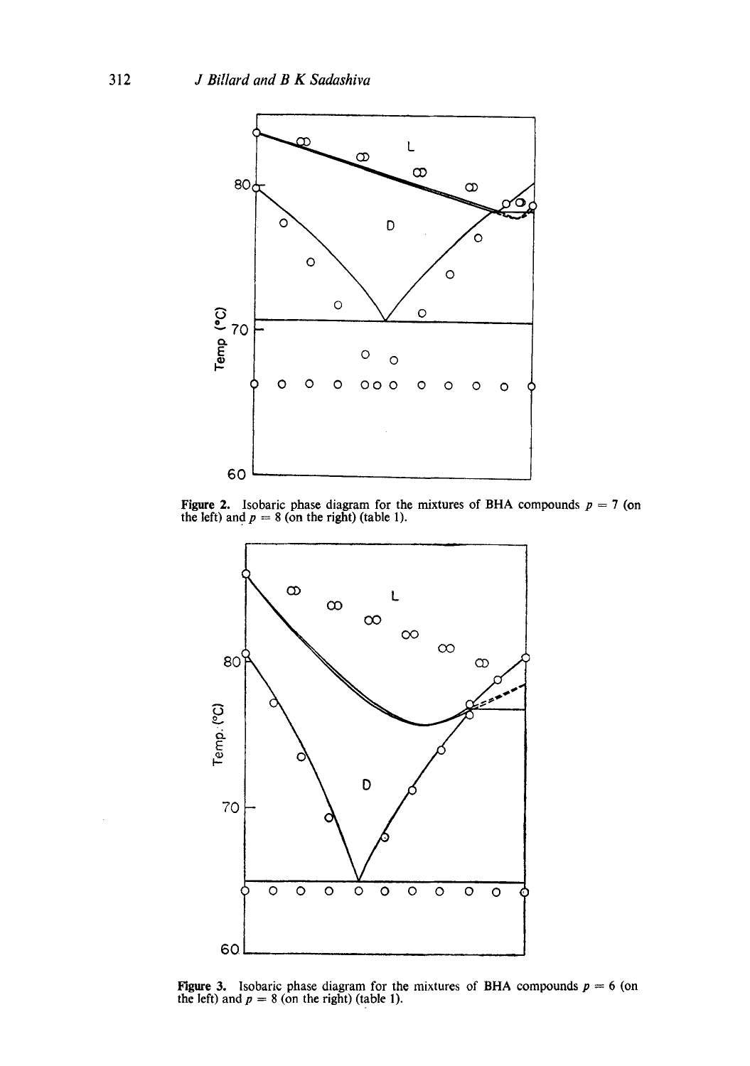**Figure 2.** Isobaric phase diagram for the mixtures of BHA compounds $p = 7$ (on the left) and $p = 8$ (on the right) (table 1).

**Figure 3.** Isobaric phase diagram for the mixtures of BHA compounds $p = 6$ (on the left) and $p = 8$ (on the right) (table 1).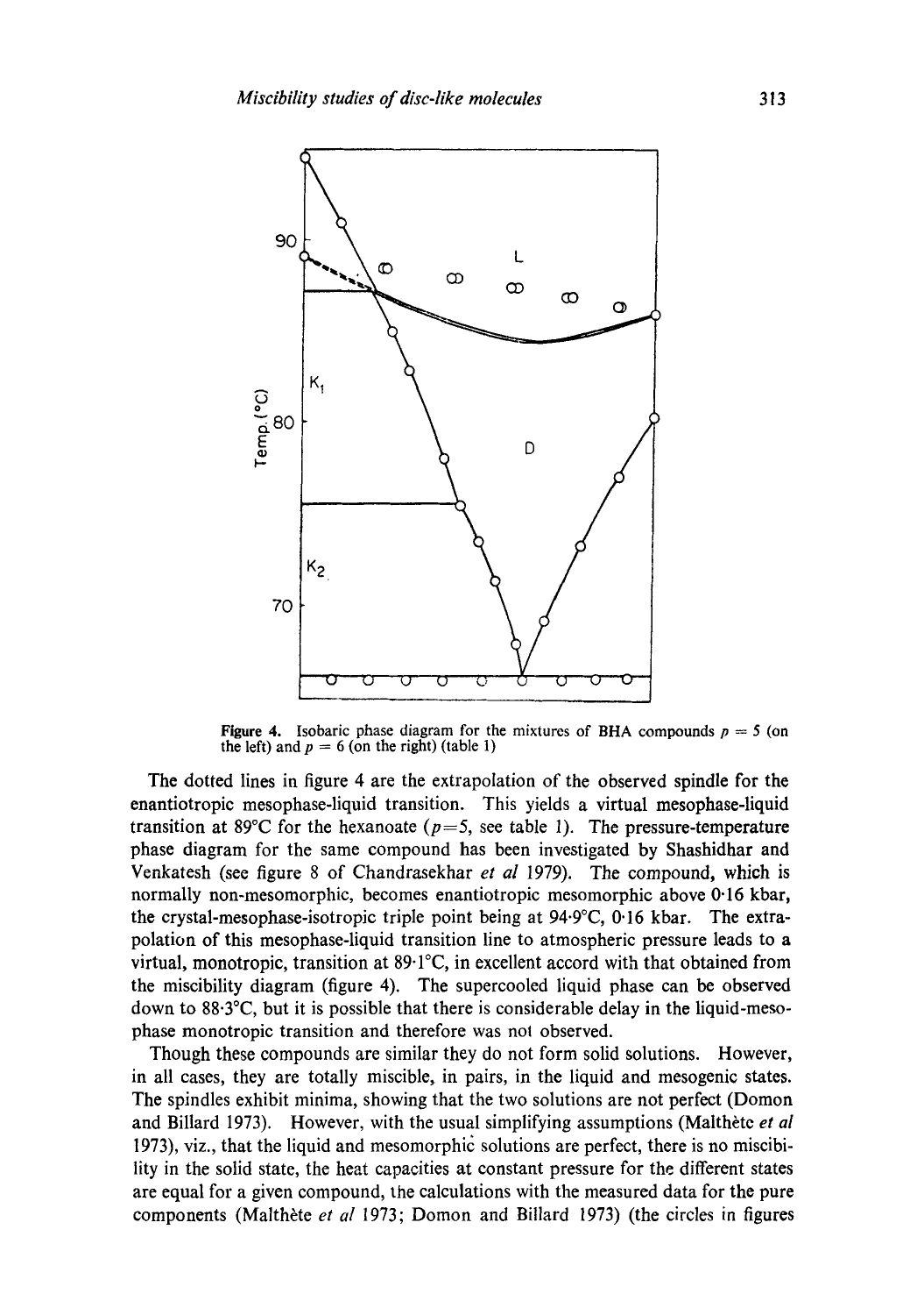**Figure 4.** Isobaric phase diagram for the mixtures of BHA compounds $p = 5$ (on the left) and $p = 6$ (on the right) (table 1)

The dotted lines in figure 4 are the extrapolation of the observed spindle for the enantiotropic mesophase-liquid transition. This yields a virtual mesophase-liquid transition at 89°C for the hexanoate ($p=5$, see table 1). The pressure-temperature phase diagram for the same compound has been investigated by Shashidhar and Venkatesh (see figure 8 of Chandrasekhar *et al* 1979). The compound, which is normally non-mesomorphic, becomes enantiotropic mesomorphic above 0·16 kbar, the crystal-mesophase-isotropic triple point being at 94·9°C, 0·16 kbar. The extrapolation of this mesophase-liquid transition line to atmospheric pressure leads to a virtual, monotropic, transition at 89·1°C, in excellent accord with that obtained from the miscibility diagram (figure 4). The supercooled liquid phase can be observed down to 88·3°C, but it is possible that there is considerable delay in the liquid-mesophase monotropic transition and therefore was not observed.

Though these compounds are similar they do not form solid solutions. However, in all cases, they are totally miscible, in pairs, in the liquid and mesogenic states. The spindles exhibit minima, showing that the two solutions are not perfect (Domon and Billard 1973). However, with the usual simplifying assumptions (Malthète *et al* 1973), viz., that the liquid and mesomorphic solutions are perfect, there is no miscibility in the solid state, the heat capacities at constant pressure for the different states are equal for a given compound, the calculations with the measured data for the pure components (Malthète *et al* 1973; Domon and Billard 1973) (the circles in figures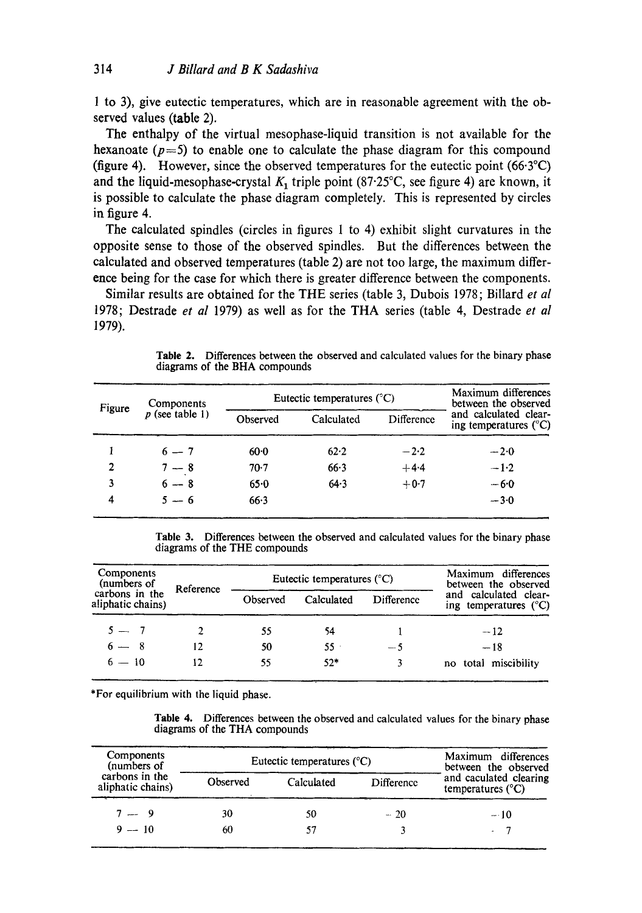1 to 3), give eutectic temperatures, which are in reasonable agreement with the observed values (table 2).

The enthalpy of the virtual mesophase-liquid transition is not available for the hexanoate ($p=5$) to enable one to calculate the phase diagram for this compound (figure 4). However, since the observed temperatures for the eutectic point (66·3°C) and the liquid-mesophase-crystal $K_1$ triple point (87·25°C, see figure 4) are known, it is possible to calculate the phase diagram completely. This is represented by circles in figure 4.

The calculated spindles (circles in figures 1 to 4) exhibit slight curvatures in the opposite sense to those of the observed spindles. But the differences between the calculated and observed temperatures (table 2) are not too large, the maximum difference being for the case for which there is greater difference between the components.

Similar results are obtained for the THE series (table 3, Dubois 1978; Billard *et al* 1978; Destrade *et al* 1979) as well as for the THA series (table 4, Destrade *et al* 1979).

**Table 2.** Differences between the observed and calculated values for the binary phase diagrams of the BHA compounds

| Figure | Components $p$ (see table 1) | Eutectic temperatures (°C) | | | Maximum differences between the observed and calculated clearing temperatures (°C) |
|---|---|---|---|---|---|
| | | Observed | Calculated | Difference | |
| 1 | 6 — 7 | 60·0 | 62·2 | −2·2 | −2·0 |
| 2 | 7 — 8 | 70·7 | 66·3 | +4·4 | −1·2 |
| 3 | 6 — 8 | 65·0 | 64·3 | +0·7 | −6·0 |
| 4 | 5 — 6 | 66·3 | | | −3·0 |

**Table 3.** Differences between the observed and calculated values for the binary phase diagrams of the THE compounds

| Components (numbers of carbons in the aliphatic chains) | Reference | Eutectic temperatures (°C) | | | Maximum differences between the observed and calculated clearing temperatures (°C) |
|---|---|---|---|---|---|
| | | Observed | Calculated | Difference | |
| 5 — 7 | 2 | 55 | 54 | 1 | −12 |
| 6 — 8 | 12 | 50 | 55 | −5 | −18 |
| 6 — 10 | 12 | 55 | 52* | 3 | no total miscibility |

*For equilibrium with the liquid phase.

**Table 4.** Differences between the observed and calculated values for the binary phase diagrams of the THA compounds

| Components (numbers of carbons in the aliphatic chains) | Eutectic temperatures (°C) | | | Maximum differences between the observed and caculated clearing temperatures (°C) |
|---|---|---|---|---|
| | Observed | Calculated | Difference | |
| 7 — 9 | 30 | 50 | −20 | −10 |
| 9 — 10 | 60 | 57 | 3 | −7 |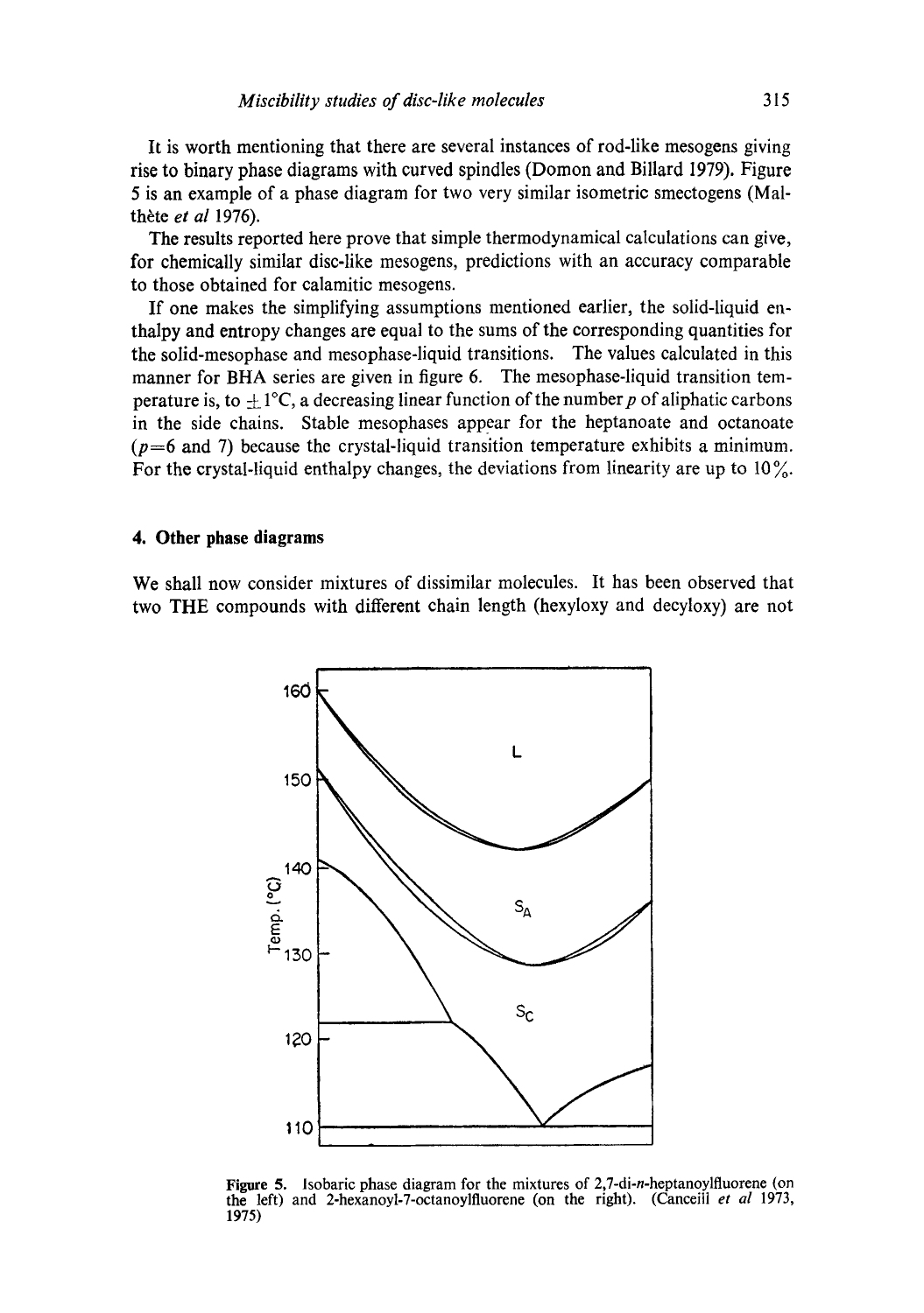It is worth mentioning that there are several instances of rod-like mesogens giving rise to binary phase diagrams with curved spindles (Domon and Billard 1979). Figure 5 is an example of a phase diagram for two very similar isometric smectogens (Malthête *et al* 1976).

The results reported here prove that simple thermodynamical calculations can give, for chemically similar disc-like mesogens, predictions with an accuracy comparable to those obtained for calamitic mesogens.

If one makes the simplifying assumptions mentioned earlier, the solid-liquid enthalpy and entropy changes are equal to the sums of the corresponding quantities for the solid-mesophase and mesophase-liquid transitions. The values calculated in this manner for BHA series are given in figure 6. The mesophase-liquid transition temperature is, to $\pm 1$°C, a decreasing linear function of the number $p$ of aliphatic carbons in the side chains. Stable mesophases appear for the heptanoate and octanoate ($p=6$ and 7) because the crystal-liquid transition temperature exhibits a minimum. For the crystal-liquid enthalpy changes, the deviations from linearity are up to 10%.

## 4. Other phase diagrams

We shall now consider mixtures of dissimilar molecules. It has been observed that two THE compounds with different chain length (hexyloxy and decyloxy) are not

**Figure 5.** Isobaric phase diagram for the mixtures of 2,7-di-*n*-heptanoylfluorene (on the left) and 2-hexanoyl-7-octanoylfluorene (on the right). (Canceill *et al* 1973, 1975)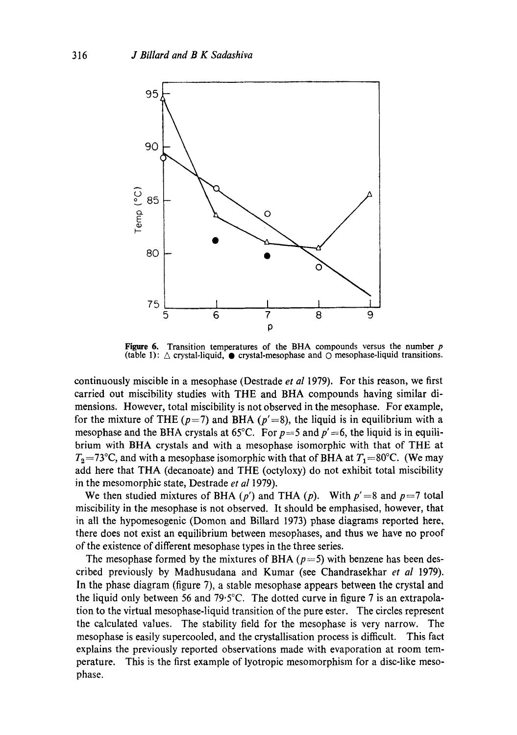Figure 6. Transition temperatures of the BHA compounds versus the number $p$ (table 1): △ crystal-liquid, ● crystal-mesophase and ○ mesophase-liquid transitions.

continuously miscible in a mesophase (Destrade *et al* 1979). For this reason, we first carried out miscibility studies with THE and BHA compounds having similar dimensions. However, total miscibility is not observed in the mesophase. For example, for the mixture of THE ($p=7$) and BHA ($p'=8$), the liquid is in equilibrium with a mesophase and the BHA crystals at 65°C. For $p=5$ and $p'=6$, the liquid is in equilibrium with BHA crystals and with a mesophase isomorphic with that of THE at $T_2=73$°C, and with a mesophase isomorphic with that of BHA at $T_1=80$°C. (We may add here that THA (decanoate) and THE (octyloxy) do not exhibit total miscibility in the mesomorphic state, Destrade *et al* 1979).

We then studied mixtures of BHA ($p'$) and THA ($p$). With $p'=8$ and $p=7$ total miscibility in the mesophase is not observed. It should be emphasised, however, that in all the hypomesogenic (Domon and Billard 1973) phase diagrams reported here, there does not exist an equilibrium between mesophases, and thus we have no proof of the existence of different mesophase types in the three series.

The mesophase formed by the mixtures of BHA ($p=5$) with benzene has been described previously by Madhusudana and Kumar (see Chandrasekhar *et al* 1979). In the phase diagram (figure 7), a stable mesophase appears between the crystal and the liquid only between 56 and 79·5°C. The dotted curve in figure 7 is an extrapolation to the virtual mesophase-liquid transition of the pure ester. The circles represent the calculated values. The stability field for the mesophase is very narrow. The mesophase is easily supercooled, and the crystallisation process is difficult. This fact explains the previously reported observations made with evaporation at room temperature. This is the first example of lyotropic mesomorphism for a disc-like mesophase.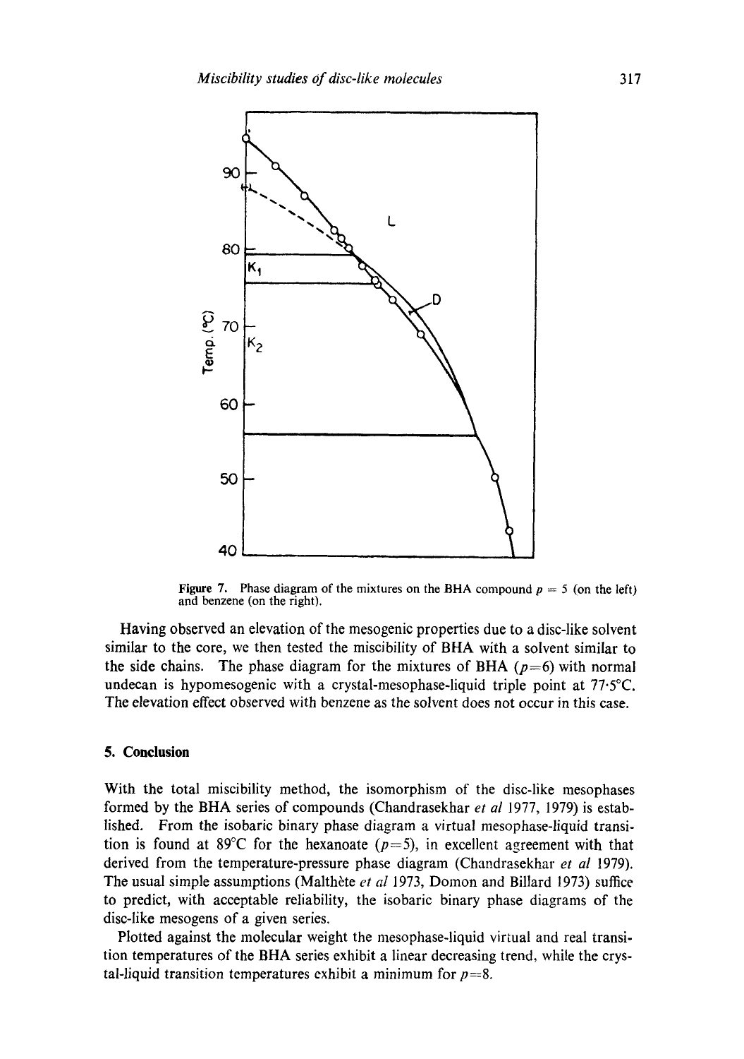Figure 7. Phase diagram of the mixtures on the BHA compound $p = 5$ (on the left) and benzene (on the right).

Having observed an elevation of the mesogenic properties due to a disc-like solvent similar to the core, we then tested the miscibility of BHA with a solvent similar to the side chains. The phase diagram for the mixtures of BHA ($p=6$) with normal undecan is hypomesogenic with a crystal-mesophase-liquid triple point at 77·5°C. The elevation effect observed with benzene as the solvent does not occur in this case.

## 5. Conclusion

With the total miscibility method, the isomorphism of the disc-like mesophases formed by the BHA series of compounds (Chandrasekhar *et al* 1977, 1979) is established. From the isobaric binary phase diagram a virtual mesophase-liquid transition is found at 89°C for the hexanoate ($p=5$), in excellent agreement with that derived from the temperature-pressure phase diagram (Chandrasekhar *et al* 1979). The usual simple assumptions (Malthête *et al* 1973, Domon and Billard 1973) suffice to predict, with acceptable reliability, the isobaric binary phase diagrams of the disc-like mesogens of a given series.

Plotted against the molecular weight the mesophase-liquid virtual and real transition temperatures of the BHA series exhibit a linear decreasing trend, while the crystal-liquid transition temperatures exhibit a minimum for $p=8$.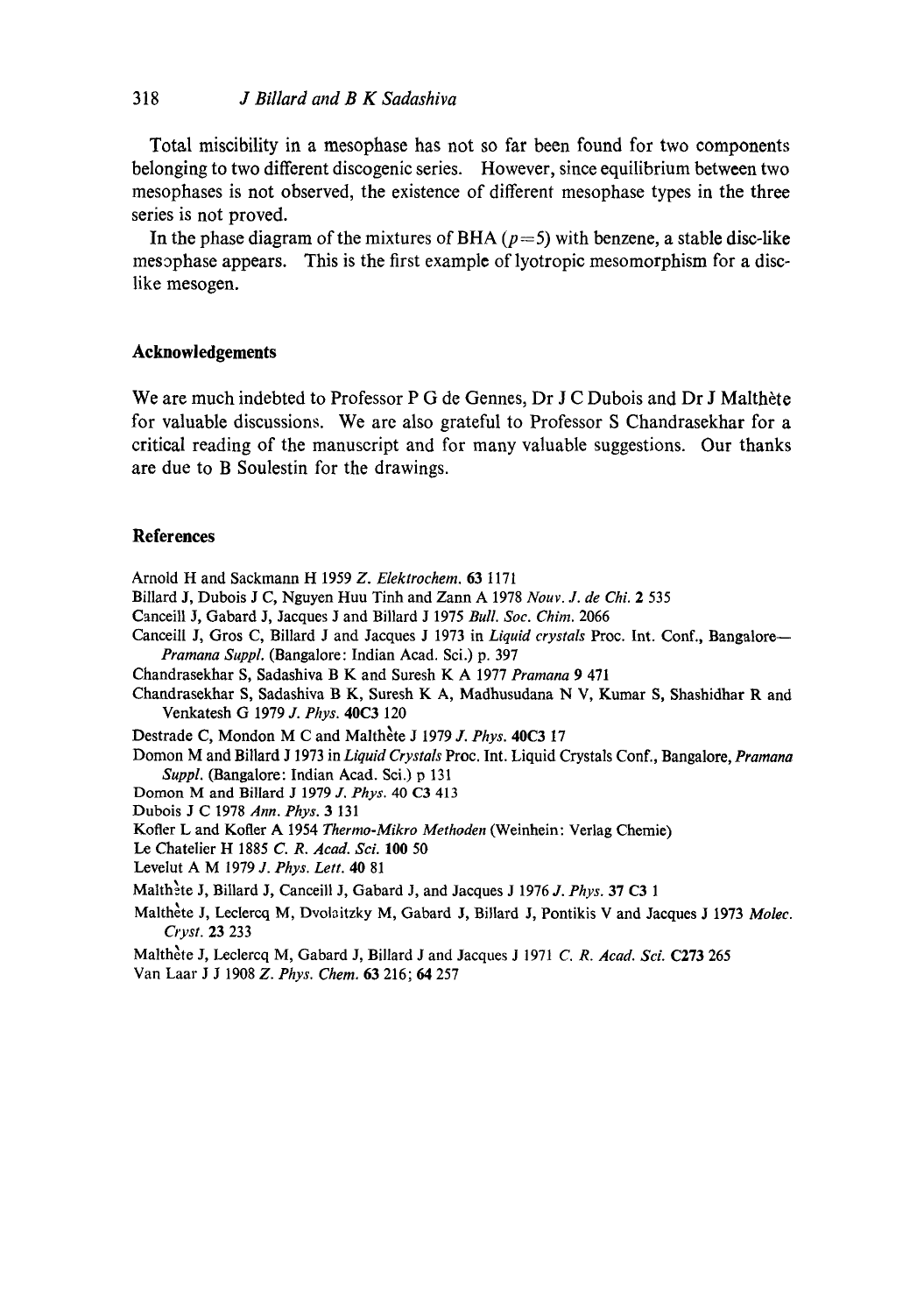Total miscibility in a mesophase has not so far been found for two components belonging to two different discogenic series. However, since equilibrium between two mesophases is not observed, the existence of different mesophase types in the three series is not proved.

In the phase diagram of the mixtures of BHA ($p=5$) with benzene, a stable disc-like mesophase appears. This is the first example of lyotropic mesomorphism for a disc-like mesogen.

## Acknowledgements

We are much indebted to Professor P G de Gennes, Dr J C Dubois and Dr J Malthête for valuable discussions. We are also grateful to Professor S Chandrasekhar for a critical reading of the manuscript and for many valuable suggestions. Our thanks are due to B Soulestin for the drawings.

## References

Arnold H and Sackmann H 1959 *Z. Elektrochem.* **63** 1171

Billard J, Dubois J C, Nguyen Huu Tinh and Zann A 1978 *Nouv. J. de Chi.* **2** 535

Canceill J, Gabard J, Jacques J and Billard J 1975 *Bull. Soc. Chim.* 2066

Canceill J, Gros C, Billard J and Jacques J 1973 in *Liquid crystals* Proc. Int. Conf., Bangalore—*Pramana Suppl.* (Bangalore: Indian Acad. Sci.) p. 397

Chandrasekhar S, Sadashiva B K and Suresh K A 1977 *Pramana* **9** 471

Chandrasekhar S, Sadashiva B K, Suresh K A, Madhusudana N V, Kumar S, Shashidhar R and Venkatesh G 1979 *J. Phys.* **40C3** 120

Destrade C, Mondon M C and Malthête J 1979 *J. Phys.* **40C3** 17

Domon M and Billard J 1973 in *Liquid Crystals* Proc. Int. Liquid Crystals Conf., Bangalore, *Pramana Suppl.* (Bangalore: Indian Acad. Sci.) p 131

Domon M and Billard J 1979 *J. Phys.* 40 **C3** 413

Dubois J C 1978 *Ann. Phys.* **3** 131

Kofler L and Kofler A 1954 *Thermo-Mikro Methoden* (Weinhein: Verlag Chemie)

Le Chatelier H 1885 *C. R. Acad. Sci.* **100** 50

Levelut A M 1979 *J. Phys. Lett.* **40** 81

Malthête J, Billard J, Canceill J, Gabard J, and Jacques J 1976 *J. Phys.* **37 C3** 1

Malthête J, Leclercq M, Dvolaitzky M, Gabard J, Billard J, Pontikis V and Jacques J 1973 *Molec. Cryst.* **23** 233

Malthête J, Leclercq M, Gabard J, Billard J and Jacques J 1971 *C. R. Acad. Sci.* **C273** 265

Van Laar J J 1908 *Z. Phys. Chem.* **63** 216; **64** 257